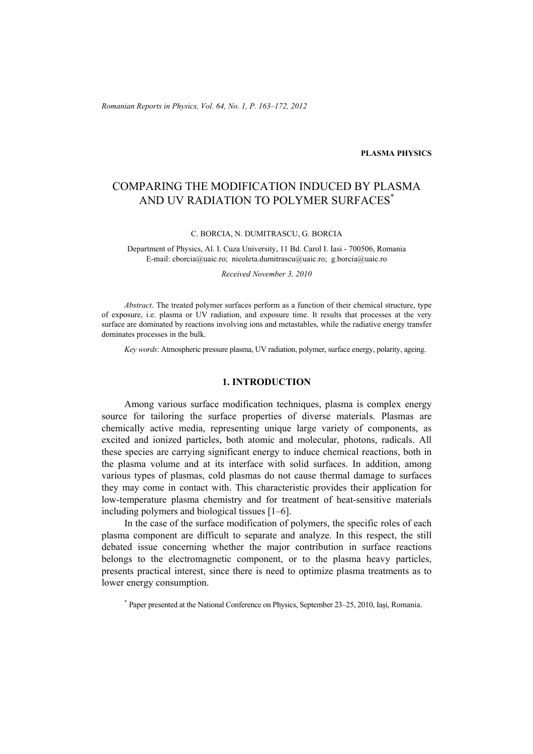PLASMA PHYSICS

# COMPARING THE MODIFICATION INDUCED BY PLASMA AND UV RADIATION TO POLYMER SURFACES*

C. BORCIA, N. DUMITRASCU, G. BORCIA

Department of Physics, Al. I. Cuza University, 11 Bd. Carol I. Iasi - 700506, Romania
E-mail: cborcia@uaic.ro; nicoleta.dumitrascu@uaic.ro; g.borcia@uaic.ro

*Received November 3, 2010*

*Abstract*. The treated polymer surfaces perform as a function of their chemical structure, type of exposure, i.e. plasma or UV radiation, and exposure time. It results that processes at the very surface are dominated by reactions involving ions and metastables, while the radiative energy transfer dominates processes in the bulk.

*Key words*: Atmospheric pressure plasma, UV radiation, polymer, surface energy, polarity, ageing.

## 1. INTRODUCTION

Among various surface modification techniques, plasma is complex energy source for tailoring the surface properties of diverse materials. Plasmas are chemically active media, representing unique large variety of components, as excited and ionized particles, both atomic and molecular, photons, radicals. All these species are carrying significant energy to induce chemical reactions, both in the plasma volume and at its interface with solid surfaces. In addition, among various types of plasmas, cold plasmas do not cause thermal damage to surfaces they may come in contact with. This characteristic provides their application for low-temperature plasma chemistry and for treatment of heat-sensitive materials including polymers and biological tissues [1–6].

In the case of the surface modification of polymers, the specific roles of each plasma component are difficult to separate and analyze. In this respect, the still debated issue concerning whether the major contribution in surface reactions belongs to the electromagnetic component, or to the plasma heavy particles, presents practical interest, since there is need to optimize plasma treatments as to lower energy consumption.

* Paper presented at the National Conference on Physics, September 23–25, 2010, Iași, Romania.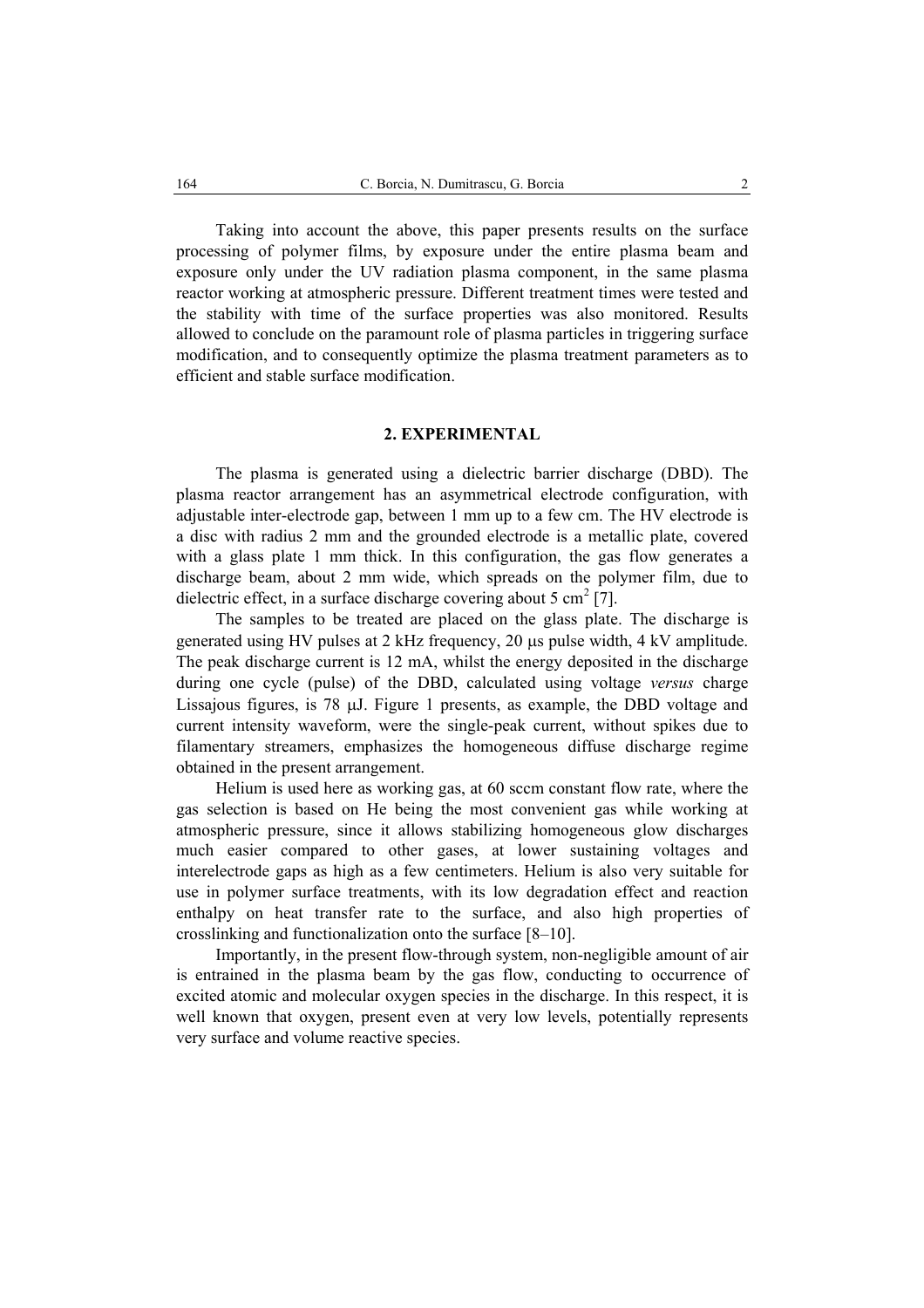Taking into account the above, this paper presents results on the surface processing of polymer films, by exposure under the entire plasma beam and exposure only under the UV radiation plasma component, in the same plasma reactor working at atmospheric pressure. Different treatment times were tested and the stability with time of the surface properties was also monitored. Results allowed to conclude on the paramount role of plasma particles in triggering surface modification, and to consequently optimize the plasma treatment parameters as to efficient and stable surface modification.

## 2. EXPERIMENTAL

The plasma is generated using a dielectric barrier discharge (DBD). The plasma reactor arrangement has an asymmetrical electrode configuration, with adjustable inter-electrode gap, between 1 mm up to a few cm. The HV electrode is a disc with radius 2 mm and the grounded electrode is a metallic plate, covered with a glass plate 1 mm thick. In this configuration, the gas flow generates a discharge beam, about 2 mm wide, which spreads on the polymer film, due to dielectric effect, in a surface discharge covering about 5 cm$^2$ [7].

The samples to be treated are placed on the glass plate. The discharge is generated using HV pulses at 2 kHz frequency, 20 μs pulse width, 4 kV amplitude. The peak discharge current is 12 mA, whilst the energy deposited in the discharge during one cycle (pulse) of the DBD, calculated using voltage *versus* charge Lissajous figures, is 78 μJ. Figure 1 presents, as example, the DBD voltage and current intensity waveform, were the single-peak current, without spikes due to filamentary streamers, emphasizes the homogeneous diffuse discharge regime obtained in the present arrangement.

Helium is used here as working gas, at 60 sccm constant flow rate, where the gas selection is based on He being the most convenient gas while working at atmospheric pressure, since it allows stabilizing homogeneous glow discharges much easier compared to other gases, at lower sustaining voltages and interelectrode gaps as high as a few centimeters. Helium is also very suitable for use in polymer surface treatments, with its low degradation effect and reaction enthalpy on heat transfer rate to the surface, and also high properties of crosslinking and functionalization onto the surface [8–10].

Importantly, in the present flow-through system, non-negligible amount of air is entrained in the plasma beam by the gas flow, conducting to occurrence of excited atomic and molecular oxygen species in the discharge. In this respect, it is well known that oxygen, present even at very low levels, potentially represents very surface and volume reactive species.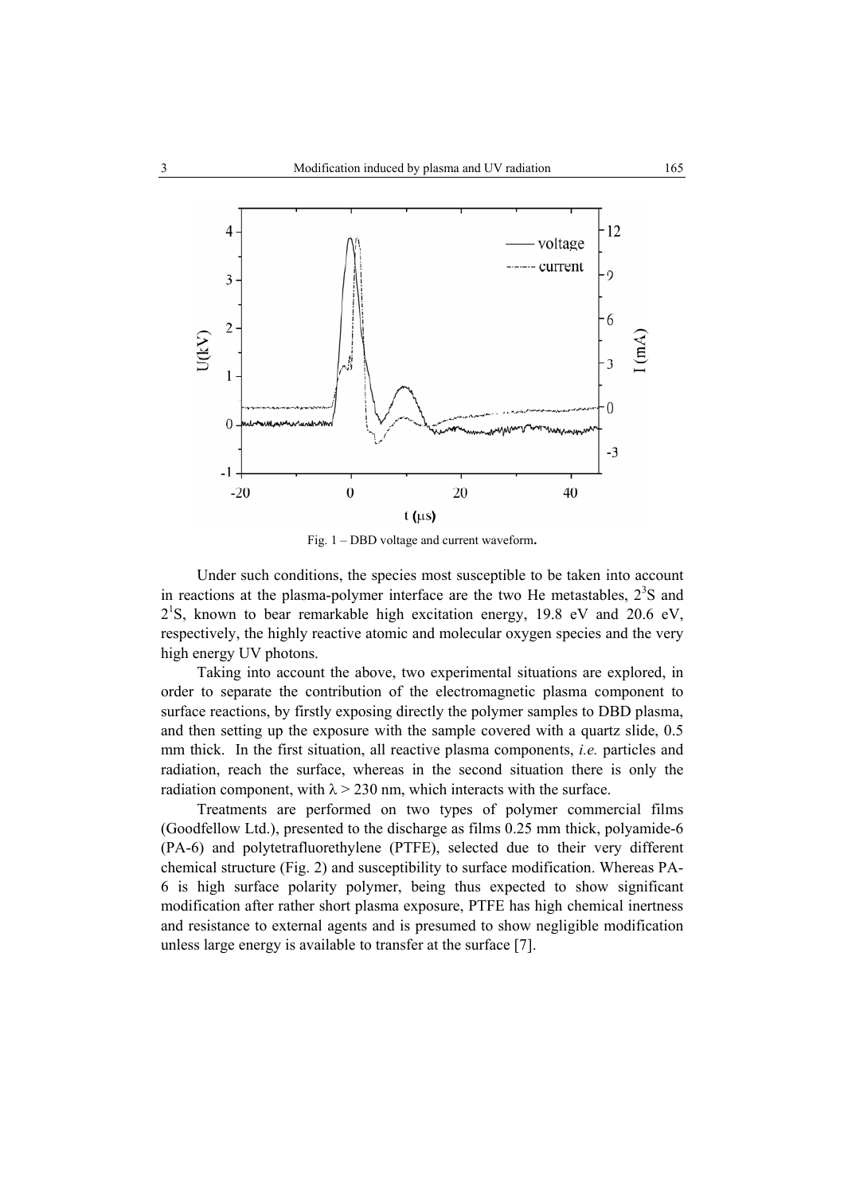Fig. 1 – DBD voltage and current waveform.

Under such conditions, the species most susceptible to be taken into account in reactions at the plasma-polymer interface are the two He metastables, $2^3$S and $2^1$S, known to bear remarkable high excitation energy, 19.8 eV and 20.6 eV, respectively, the highly reactive atomic and molecular oxygen species and the very high energy UV photons.

Taking into account the above, two experimental situations are explored, in order to separate the contribution of the electromagnetic plasma component to surface reactions, by firstly exposing directly the polymer samples to DBD plasma, and then setting up the exposure with the sample covered with a quartz slide, 0.5 mm thick. In the first situation, all reactive plasma components, *i.e.* particles and radiation, reach the surface, whereas in the second situation there is only the radiation component, with $\lambda > 230$ nm, which interacts with the surface.

Treatments are performed on two types of polymer commercial films (Goodfellow Ltd.), presented to the discharge as films 0.25 mm thick, polyamide-6 (PA-6) and polytetrafluorethylene (PTFE), selected due to their very different chemical structure (Fig. 2) and susceptibility to surface modification. Whereas PA-6 is high surface polarity polymer, being thus expected to show significant modification after rather short plasma exposure, PTFE has high chemical inertness and resistance to external agents and is presumed to show negligible modification unless large energy is available to transfer at the surface [7].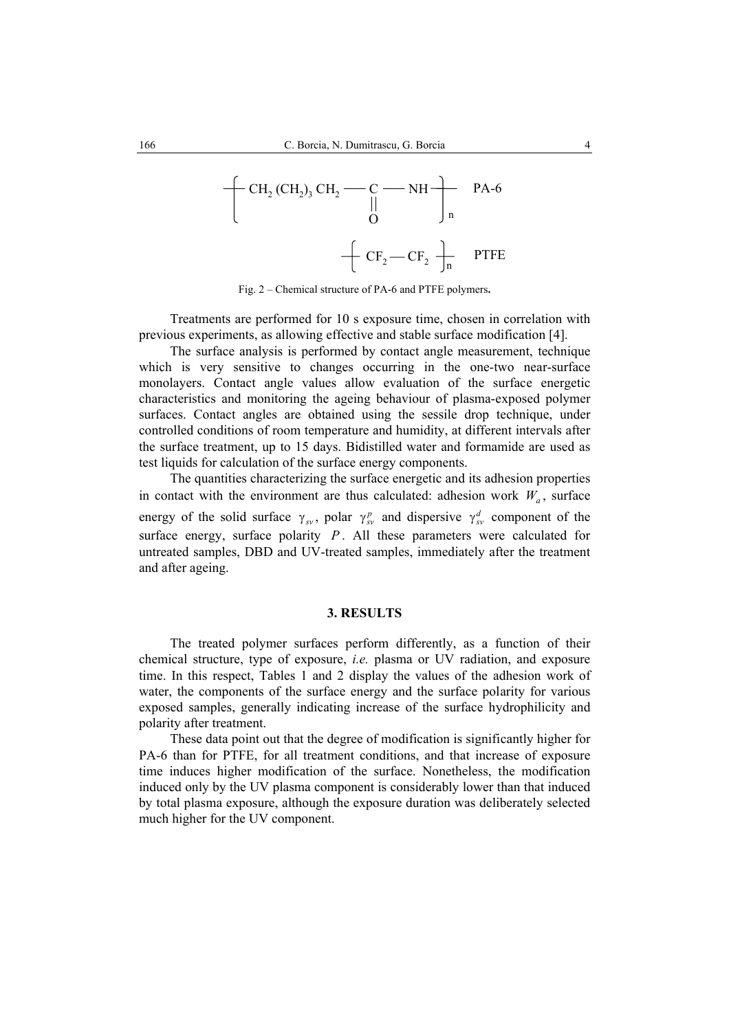$$-\!\!\left[\, CH_2\,(CH_2)_3\,CH_2 - \underset{\displaystyle \overset{\|}{O}}{C} - NH \,\right]_n \qquad \text{PA-6}$$

$$-\!\!\left[\, CF_2 - CF_2 \,\right]_n \qquad \text{PTFE}$$

Fig. 2 – Chemical structure of PA-6 and PTFE polymers**.**

Treatments are performed for 10 s exposure time, chosen in correlation with previous experiments, as allowing effective and stable surface modification [4].

The surface analysis is performed by contact angle measurement, technique which is very sensitive to changes occurring in the one-two near-surface monolayers. Contact angle values allow evaluation of the surface energetic characteristics and monitoring the ageing behaviour of plasma-exposed polymer surfaces. Contact angles are obtained using the sessile drop technique, under controlled conditions of room temperature and humidity, at different intervals after the surface treatment, up to 15 days. Bidistilled water and formamide are used as test liquids for calculation of the surface energy components.

The quantities characterizing the surface energetic and its adhesion properties in contact with the environment are thus calculated: adhesion work $W_a$, surface energy of the solid surface $\gamma_{sv}$, polar $\gamma_{sv}^{p}$ and dispersive $\gamma_{sv}^{d}$ component of the surface energy, surface polarity $P$. All these parameters were calculated for untreated samples, DBD and UV-treated samples, immediately after the treatment and after ageing.

## 3. RESULTS

The treated polymer surfaces perform differently, as a function of their chemical structure, type of exposure, *i.e.* plasma or UV radiation, and exposure time. In this respect, Tables 1 and 2 display the values of the adhesion work of water, the components of the surface energy and the surface polarity for various exposed samples, generally indicating increase of the surface hydrophilicity and polarity after treatment.

These data point out that the degree of modification is significantly higher for PA-6 than for PTFE, for all treatment conditions, and that increase of exposure time induces higher modification of the surface. Nonetheless, the modification induced only by the UV plasma component is considerably lower than that induced by total plasma exposure, although the exposure duration was deliberately selected much higher for the UV component.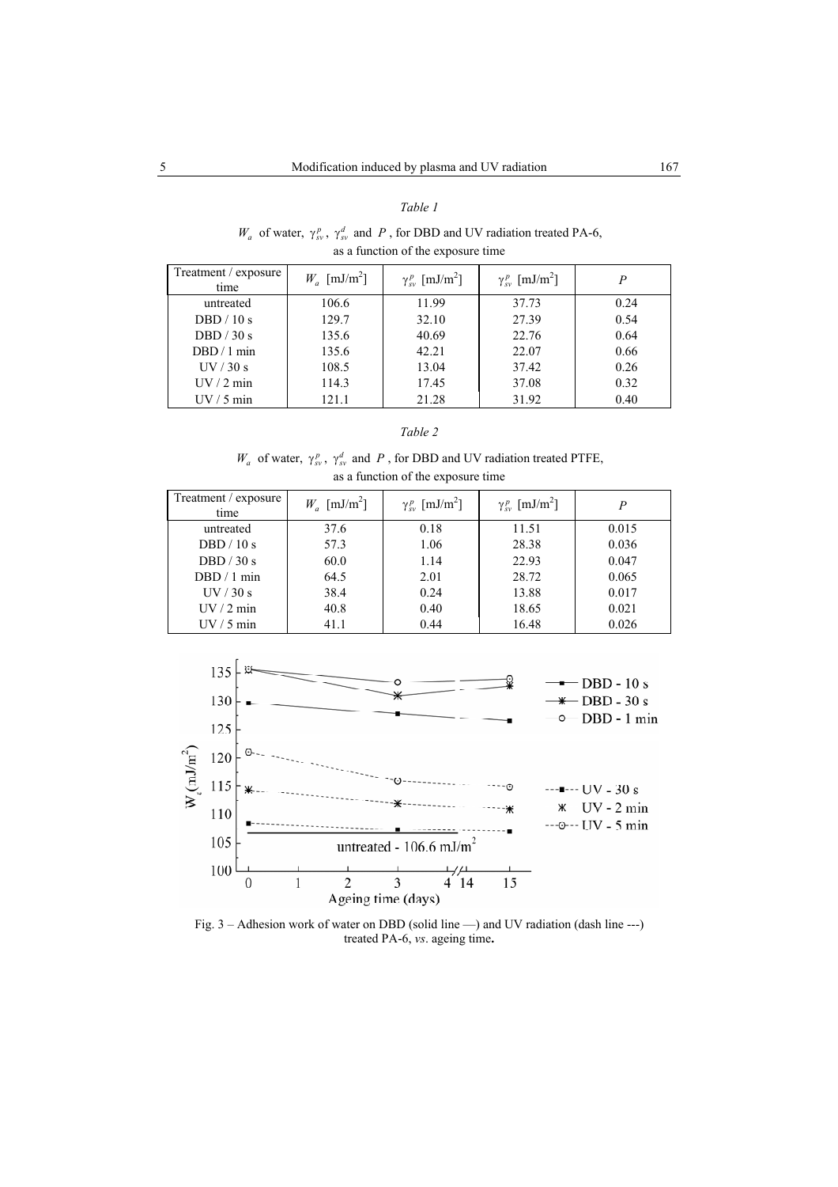*Table 1*

$W_a$ of water, $\gamma_{sv}^{p}$, $\gamma_{sv}^{d}$ and $P$, for DBD and UV radiation treated PA-6, as a function of the exposure time

| Treatment / exposure time | $W_a$ [mJ/m$^2$] | $\gamma_{sv}^{p}$ [mJ/m$^2$] | $\gamma_{sv}^{p}$ [mJ/m$^2$] | $P$ |
|---|---|---|---|---|
| untreated | 106.6 | 11.99 | 37.73 | 0.24 |
| DBD / 10 s | 129.7 | 32.10 | 27.39 | 0.54 |
| DBD / 30 s | 135.6 | 40.69 | 22.76 | 0.64 |
| DBD / 1 min | 135.6 | 42.21 | 22.07 | 0.66 |
| UV / 30 s | 108.5 | 13.04 | 37.42 | 0.26 |
| UV / 2 min | 114.3 | 17.45 | 37.08 | 0.32 |
| UV / 5 min | 121.1 | 21.28 | 31.92 | 0.40 |

*Table 2*

$W_a$ of water, $\gamma_{sv}^{p}$, $\gamma_{sv}^{d}$ and $P$, for DBD and UV radiation treated PTFE, as a function of the exposure time

| Treatment / exposure time | $W_a$ [mJ/m$^2$] | $\gamma_{sv}^{p}$ [mJ/m$^2$] | $\gamma_{sv}^{p}$ [mJ/m$^2$] | $P$ |
|---|---|---|---|---|
| untreated | 37.6 | 0.18 | 11.51 | 0.015 |
| DBD / 10 s | 57.3 | 1.06 | 28.38 | 0.036 |
| DBD / 30 s | 60.0 | 1.14 | 22.93 | 0.047 |
| DBD / 1 min | 64.5 | 2.01 | 28.72 | 0.065 |
| UV / 30 s | 38.4 | 0.24 | 13.88 | 0.017 |
| UV / 2 min | 40.8 | 0.40 | 18.65 | 0.021 |
| UV / 5 min | 41.1 | 0.44 | 16.48 | 0.026 |

Fig. 3 – Adhesion work of water on DBD (solid line —) and UV radiation (dash line ---) treated PA-6, *vs*. ageing time.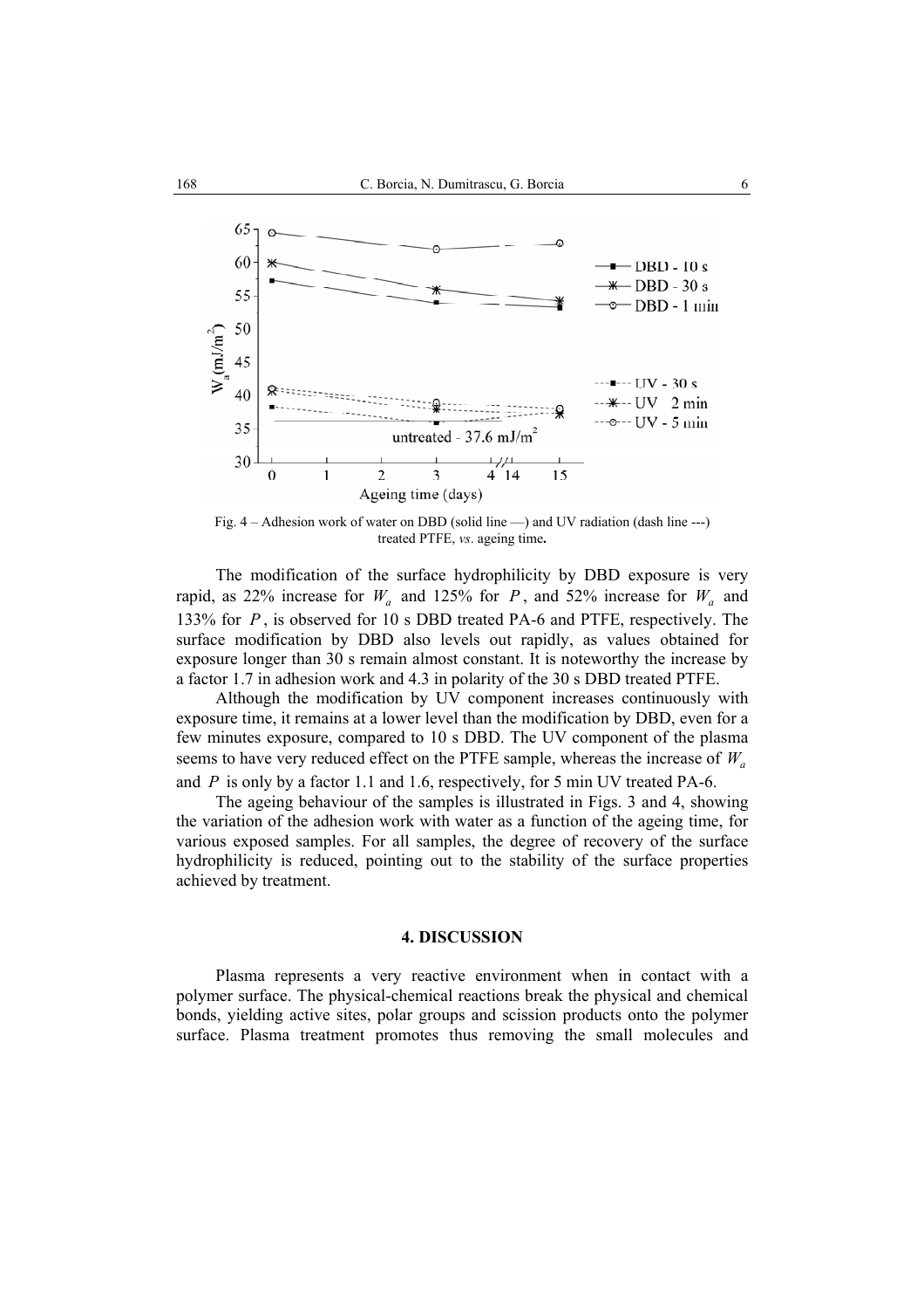Fig. 4 – Adhesion work of water on DBD (solid line —) and UV radiation (dash line ---) treated PTFE, *vs*. ageing time**.**

The modification of the surface hydrophilicity by DBD exposure is very rapid, as 22% increase for $W_a$ and 125% for $P$, and 52% increase for $W_a$ and 133% for $P$, is observed for 10 s DBD treated PA-6 and PTFE, respectively. The surface modification by DBD also levels out rapidly, as values obtained for exposure longer than 30 s remain almost constant. It is noteworthy the increase by a factor 1.7 in adhesion work and 4.3 in polarity of the 30 s DBD treated PTFE.

Although the modification by UV component increases continuously with exposure time, it remains at a lower level than the modification by DBD, even for a few minutes exposure, compared to 10 s DBD. The UV component of the plasma seems to have very reduced effect on the PTFE sample, whereas the increase of $W_a$ and $P$ is only by a factor 1.1 and 1.6, respectively, for 5 min UV treated PA-6.

The ageing behaviour of the samples is illustrated in Figs. 3 and 4, showing the variation of the adhesion work with water as a function of the ageing time, for various exposed samples. For all samples, the degree of recovery of the surface hydrophilicity is reduced, pointing out to the stability of the surface properties achieved by treatment.

## 4. DISCUSSION

Plasma represents a very reactive environment when in contact with a polymer surface. The physical-chemical reactions break the physical and chemical bonds, yielding active sites, polar groups and scission products onto the polymer surface. Plasma treatment promotes thus removing the small molecules and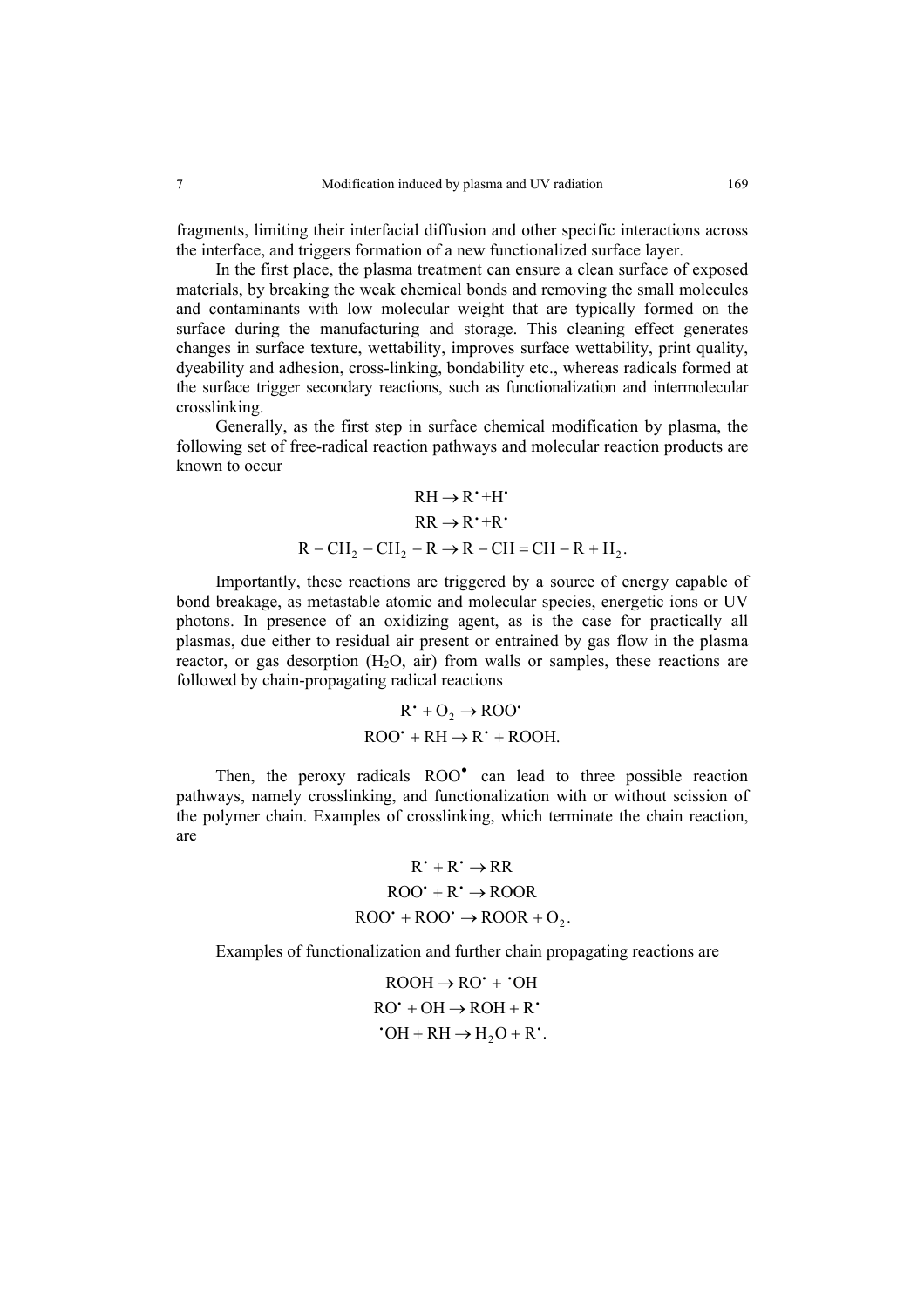fragments, limiting their interfacial diffusion and other specific interactions across the interface, and triggers formation of a new functionalized surface layer.

In the first place, the plasma treatment can ensure a clean surface of exposed materials, by breaking the weak chemical bonds and removing the small molecules and contaminants with low molecular weight that are typically formed on the surface during the manufacturing and storage. This cleaning effect generates changes in surface texture, wettability, improves surface wettability, print quality, dyeability and adhesion, cross-linking, bondability etc., whereas radicals formed at the surface trigger secondary reactions, such as functionalization and intermolecular crosslinking.

Generally, as the first step in surface chemical modification by plasma, the following set of free-radical reaction pathways and molecular reaction products are known to occur

$$\mathrm{RH} \rightarrow \mathrm{R}^{\bullet} + \mathrm{H}^{\bullet}$$

$$\mathrm{RR} \rightarrow \mathrm{R}^{\bullet} + \mathrm{R}^{\bullet}$$

$$\mathrm{R} - \mathrm{CH_2} - \mathrm{CH_2} - \mathrm{R} \rightarrow \mathrm{R} - \mathrm{CH} = \mathrm{CH} - \mathrm{R} + \mathrm{H_2}.$$

Importantly, these reactions are triggered by a source of energy capable of bond breakage, as metastable atomic and molecular species, energetic ions or UV photons. In presence of an oxidizing agent, as is the case for practically all plasmas, due either to residual air present or entrained by gas flow in the plasma reactor, or gas desorption ($H_2O$, air) from walls or samples, these reactions are followed by chain-propagating radical reactions

$$\mathrm{R}^{\bullet} + \mathrm{O_2} \rightarrow \mathrm{ROO}^{\bullet}$$

$$\mathrm{ROO}^{\bullet} + \mathrm{RH} \rightarrow \mathrm{R}^{\bullet} + \mathrm{ROOH}.$$

Then, the peroxy radicals $\mathrm{ROO}^{\bullet}$ can lead to three possible reaction pathways, namely crosslinking, and functionalization with or without scission of the polymer chain. Examples of crosslinking, which terminate the chain reaction, are

$$\mathrm{R}^{\bullet} + \mathrm{R}^{\bullet} \rightarrow \mathrm{RR}$$

$$\mathrm{ROO}^{\bullet} + \mathrm{R}^{\bullet} \rightarrow \mathrm{ROOR}$$

$$\mathrm{ROO}^{\bullet} + \mathrm{ROO}^{\bullet} \rightarrow \mathrm{ROOR} + \mathrm{O_2}.$$

Examples of functionalization and further chain propagating reactions are

$$\mathrm{ROOH} \rightarrow \mathrm{RO}^{\bullet} + {}^{\bullet}\mathrm{OH}$$

$$\mathrm{RO}^{\bullet} + \mathrm{OH} \rightarrow \mathrm{ROH} + \mathrm{R}^{\bullet}$$

$${}^{\bullet}\mathrm{OH} + \mathrm{RH} \rightarrow \mathrm{H_2O} + \mathrm{R}^{\bullet}.$$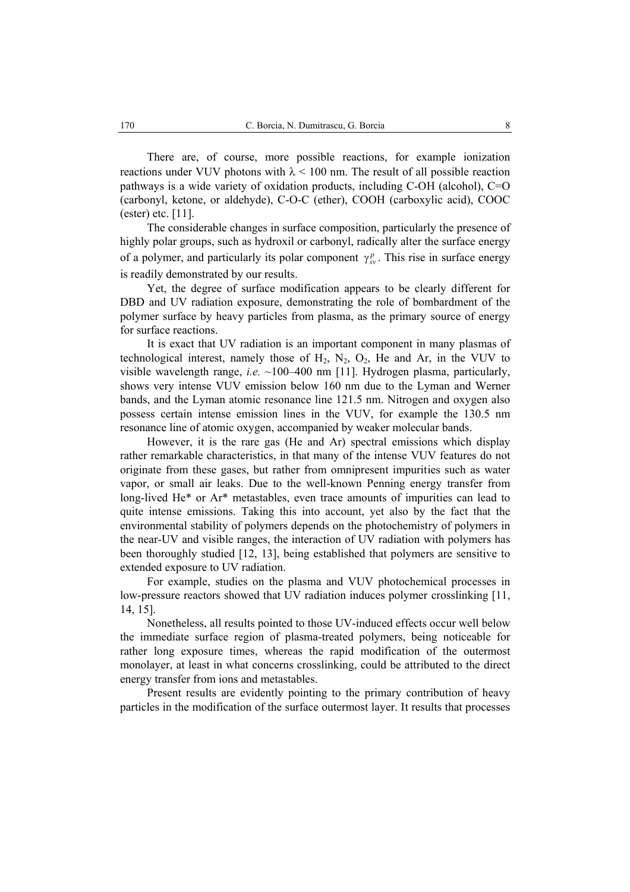There are, of course, more possible reactions, for example ionization reactions under VUV photons with $\lambda < 100$ nm. The result of all possible reaction pathways is a wide variety of oxidation products, including C-OH (alcohol), C=O (carbonyl, ketone, or aldehyde), C-O-C (ether), COOH (carboxylic acid), COOC (ester) etc. [11].

The considerable changes in surface composition, particularly the presence of highly polar groups, such as hydroxil or carbonyl, radically alter the surface energy of a polymer, and particularly its polar component $\gamma_{sv}^{p}$. This rise in surface energy is readily demonstrated by our results.

Yet, the degree of surface modification appears to be clearly different for DBD and UV radiation exposure, demonstrating the role of bombardment of the polymer surface by heavy particles from plasma, as the primary source of energy for surface reactions.

It is exact that UV radiation is an important component in many plasmas of technological interest, namely those of $H_2$, $N_2$, $O_2$, He and Ar, in the VUV to visible wavelength range, *i.e.* ~100–400 nm [11]. Hydrogen plasma, particularly, shows very intense VUV emission below 160 nm due to the Lyman and Werner bands, and the Lyman atomic resonance line 121.5 nm. Nitrogen and oxygen also possess certain intense emission lines in the VUV, for example the 130.5 nm resonance line of atomic oxygen, accompanied by weaker molecular bands.

However, it is the rare gas (He and Ar) spectral emissions which display rather remarkable characteristics, in that many of the intense VUV features do not originate from these gases, but rather from omnipresent impurities such as water vapor, or small air leaks. Due to the well-known Penning energy transfer from long-lived He* or Ar* metastables, even trace amounts of impurities can lead to quite intense emissions. Taking this into account, yet also by the fact that the environmental stability of polymers depends on the photochemistry of polymers in the near-UV and visible ranges, the interaction of UV radiation with polymers has been thoroughly studied [12, 13], being established that polymers are sensitive to extended exposure to UV radiation.

For example, studies on the plasma and VUV photochemical processes in low-pressure reactors showed that UV radiation induces polymer crosslinking [11, 14, 15].

Nonetheless, all results pointed to those UV-induced effects occur well below the immediate surface region of plasma-treated polymers, being noticeable for rather long exposure times, whereas the rapid modification of the outermost monolayer, at least in what concerns crosslinking, could be attributed to the direct energy transfer from ions and metastables.

Present results are evidently pointing to the primary contribution of heavy particles in the modification of the surface outermost layer. It results that processes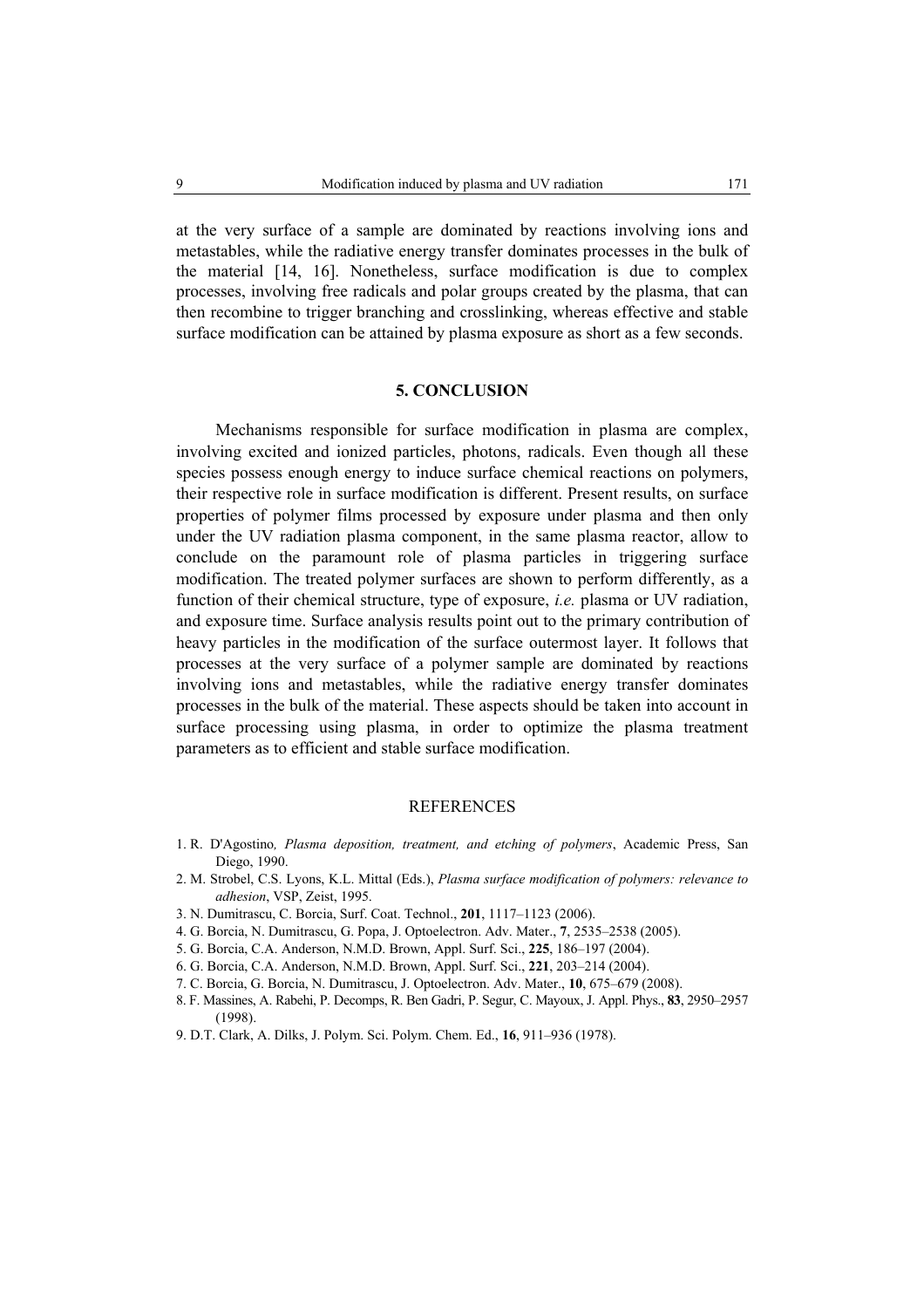at the very surface of a sample are dominated by reactions involving ions and metastables, while the radiative energy transfer dominates processes in the bulk of the material [14, 16]. Nonetheless, surface modification is due to complex processes, involving free radicals and polar groups created by the plasma, that can then recombine to trigger branching and crosslinking, whereas effective and stable surface modification can be attained by plasma exposure as short as a few seconds.

## 5. CONCLUSION

Mechanisms responsible for surface modification in plasma are complex, involving excited and ionized particles, photons, radicals. Even though all these species possess enough energy to induce surface chemical reactions on polymers, their respective role in surface modification is different. Present results, on surface properties of polymer films processed by exposure under plasma and then only under the UV radiation plasma component, in the same plasma reactor, allow to conclude on the paramount role of plasma particles in triggering surface modification. The treated polymer surfaces are shown to perform differently, as a function of their chemical structure, type of exposure, *i.e.* plasma or UV radiation, and exposure time. Surface analysis results point out to the primary contribution of heavy particles in the modification of the surface outermost layer. It follows that processes at the very surface of a polymer sample are dominated by reactions involving ions and metastables, while the radiative energy transfer dominates processes in the bulk of the material. These aspects should be taken into account in surface processing using plasma, in order to optimize the plasma treatment parameters as to efficient and stable surface modification.

## REFERENCES

1. R. D'Agostino*, Plasma deposition, treatment, and etching of polymers*, Academic Press, San Diego, 1990.
2. M. Strobel, C.S. Lyons, K.L. Mittal (Eds.), *Plasma surface modification of polymers: relevance to adhesion*, VSP, Zeist, 1995.
3. N. Dumitrascu, C. Borcia, Surf. Coat. Technol., **201**, 1117–1123 (2006).
4. G. Borcia, N. Dumitrascu, G. Popa, J. Optoelectron. Adv. Mater., **7**, 2535–2538 (2005).
5. G. Borcia, C.A. Anderson, N.M.D. Brown, Appl. Surf. Sci., **225**, 186–197 (2004).
6. G. Borcia, C.A. Anderson, N.M.D. Brown, Appl. Surf. Sci., **221**, 203–214 (2004).
7. C. Borcia, G. Borcia, N. Dumitrascu, J. Optoelectron. Adv. Mater., **10**, 675–679 (2008).
8. F. Massines, A. Rabehi, P. Decomps, R. Ben Gadri, P. Segur, C. Mayoux, J. Appl. Phys., **83**, 2950–2957 (1998).
9. D.T. Clark, A. Dilks, J. Polym. Sci. Polym. Chem. Ed., **16**, 911–936 (1978).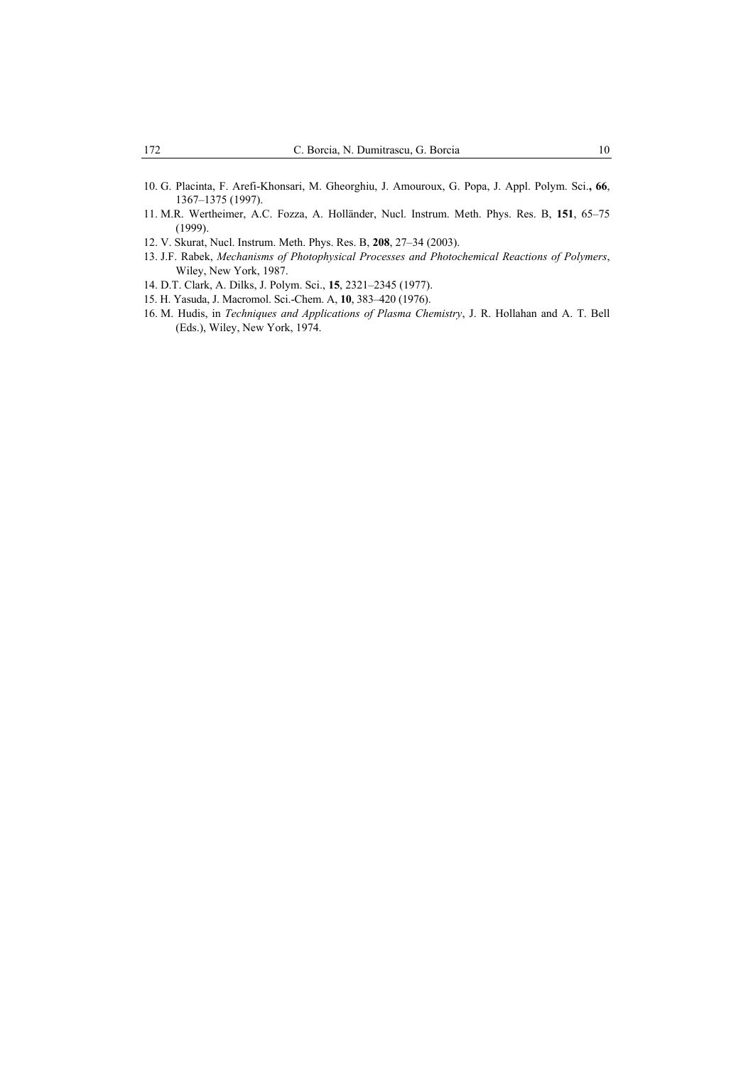10. G. Placinta, F. Arefi-Khonsari, M. Gheorghiu, J. Amouroux, G. Popa, J. Appl. Polym. Sci.**,** **66**, 1367–1375 (1997).
11. M.R. Wertheimer, A.C. Fozza, A. Holländer, Nucl. Instrum. Meth. Phys. Res. B, **151**, 65–75 (1999).
12. V. Skurat, Nucl. Instrum. Meth. Phys. Res. B, **208**, 27–34 (2003).
13. J.F. Rabek, *Mechanisms of Photophysical Processes and Photochemical Reactions of Polymers*, Wiley, New York, 1987.
14. D.T. Clark, A. Dilks, J. Polym. Sci., **15**, 2321–2345 (1977).
15. H. Yasuda, J. Macromol. Sci.-Chem. A, **10**, 383–420 (1976).
16. M. Hudis, in *Techniques and Applications of Plasma Chemistry*, J. R. Hollahan and A. T. Bell (Eds.), Wiley, New York, 1974.